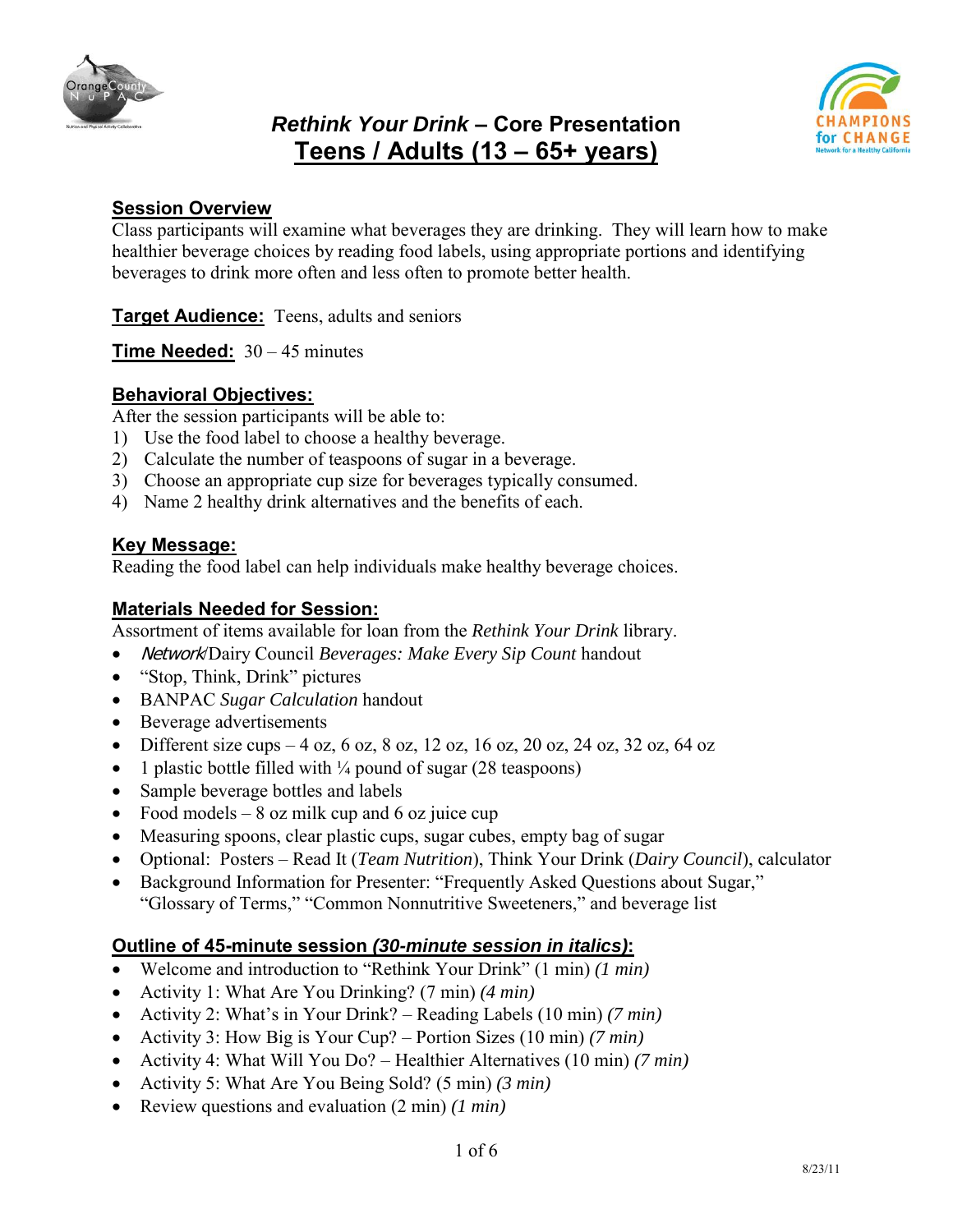# *Rethink Your Drink* – Core Presentation
## Teens / Adults (13 – 65+ years)

### Session Overview

Class participants will examine what beverages they are drinking. They will learn how to make healthier beverage choices by reading food labels, using appropriate portions and identifying beverages to drink more often and less often to promote better health.

**Target Audience:** Teens, adults and seniors

**Time Needed:** 30 – 45 minutes

### Behavioral Objectives:

After the session participants will be able to:

1) Use the food label to choose a healthy beverage.
2) Calculate the number of teaspoons of sugar in a beverage.
3) Choose an appropriate cup size for beverages typically consumed.
4) Name 2 healthy drink alternatives and the benefits of each.

### Key Message:

Reading the food label can help individuals make healthy beverage choices.

### Materials Needed for Session:

Assortment of items available for loan from the *Rethink Your Drink* library.

- *Network*/Dairy Council *Beverages: Make Every Sip Count* handout
- "Stop, Think, Drink" pictures
- BANPAC *Sugar Calculation* handout
- Beverage advertisements
- Different size cups – 4 oz, 6 oz, 8 oz, 12 oz, 16 oz, 20 oz, 24 oz, 32 oz, 64 oz
- 1 plastic bottle filled with ¼ pound of sugar (28 teaspoons)
- Sample beverage bottles and labels
- Food models – 8 oz milk cup and 6 oz juice cup
- Measuring spoons, clear plastic cups, sugar cubes, empty bag of sugar
- Optional: Posters – Read It (*Team Nutrition*), Think Your Drink (*Dairy Council*), calculator
- Background Information for Presenter: "Frequently Asked Questions about Sugar," "Glossary of Terms," "Common Nonnutritive Sweeteners," and beverage list

### Outline of 45-minute session *(30-minute session in italics)*:

- Welcome and introduction to "Rethink Your Drink" (1 min) *(1 min)*
- Activity 1: What Are You Drinking? (7 min) *(4 min)*
- Activity 2: What's in Your Drink? – Reading Labels (10 min) *(7 min)*
- Activity 3: How Big is Your Cup? – Portion Sizes (10 min) *(7 min)*
- Activity 4: What Will You Do? – Healthier Alternatives (10 min) *(7 min)*
- Activity 5: What Are You Being Sold? (5 min) *(3 min)*
- Review questions and evaluation (2 min) *(1 min)*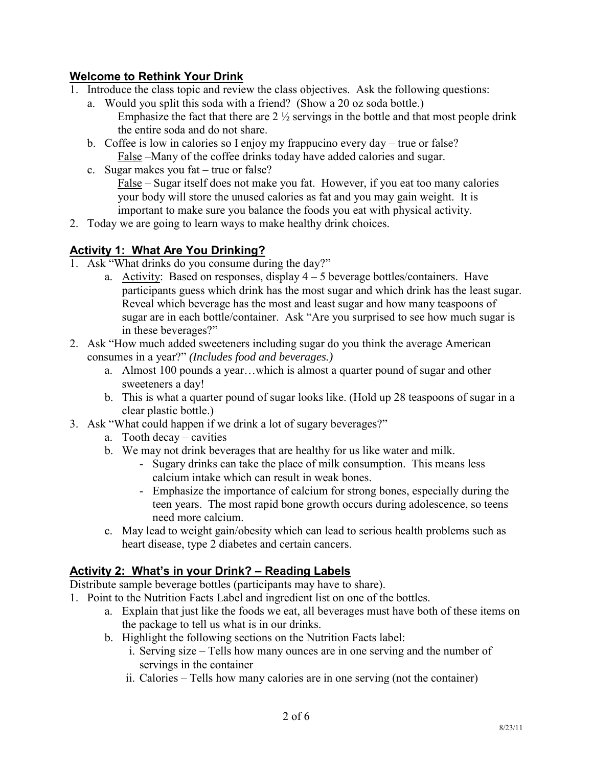## Welcome to Rethink Your Drink

1. Introduce the class topic and review the class objectives. Ask the following questions:
   a. Would you split this soda with a friend? (Show a 20 oz soda bottle.)
      Emphasize the fact that there are 2 ½ servings in the bottle and that most people drink the entire soda and do not share.
   b. Coffee is low in calories so I enjoy my frappucino every day – true or false?
      False –Many of the coffee drinks today have added calories and sugar.
   c. Sugar makes you fat – true or false?
      False – Sugar itself does not make you fat. However, if you eat too many calories your body will store the unused calories as fat and you may gain weight. It is important to make sure you balance the foods you eat with physical activity.
2. Today we are going to learn ways to make healthy drink choices.

## Activity 1: What Are You Drinking?

1. Ask "What drinks do you consume during the day?"
   a. Activity: Based on responses, display 4 – 5 beverage bottles/containers. Have participants guess which drink has the most sugar and which drink has the least sugar. Reveal which beverage has the most and least sugar and how many teaspoons of sugar are in each bottle/container. Ask "Are you surprised to see how much sugar is in these beverages?"
2. Ask "How much added sweeteners including sugar do you think the average American consumes in a year?" *(Includes food and beverages.)*
   a. Almost 100 pounds a year…which is almost a quarter pound of sugar and other sweeteners a day!
   b. This is what a quarter pound of sugar looks like. (Hold up 28 teaspoons of sugar in a clear plastic bottle.)
3. Ask "What could happen if we drink a lot of sugary beverages?"
   a. Tooth decay – cavities
   b. We may not drink beverages that are healthy for us like water and milk.
      - Sugary drinks can take the place of milk consumption. This means less calcium intake which can result in weak bones.
      - Emphasize the importance of calcium for strong bones, especially during the teen years. The most rapid bone growth occurs during adolescence, so teens need more calcium.
   c. May lead to weight gain/obesity which can lead to serious health problems such as heart disease, type 2 diabetes and certain cancers.

## Activity 2: What's in your Drink? – Reading Labels

Distribute sample beverage bottles (participants may have to share).

1. Point to the Nutrition Facts Label and ingredient list on one of the bottles.
   a. Explain that just like the foods we eat, all beverages must have both of these items on the package to tell us what is in our drinks.
   b. Highlight the following sections on the Nutrition Facts label:
      i. Serving size – Tells how many ounces are in one serving and the number of servings in the container
      ii. Calories – Tells how many calories are in one serving (not the container)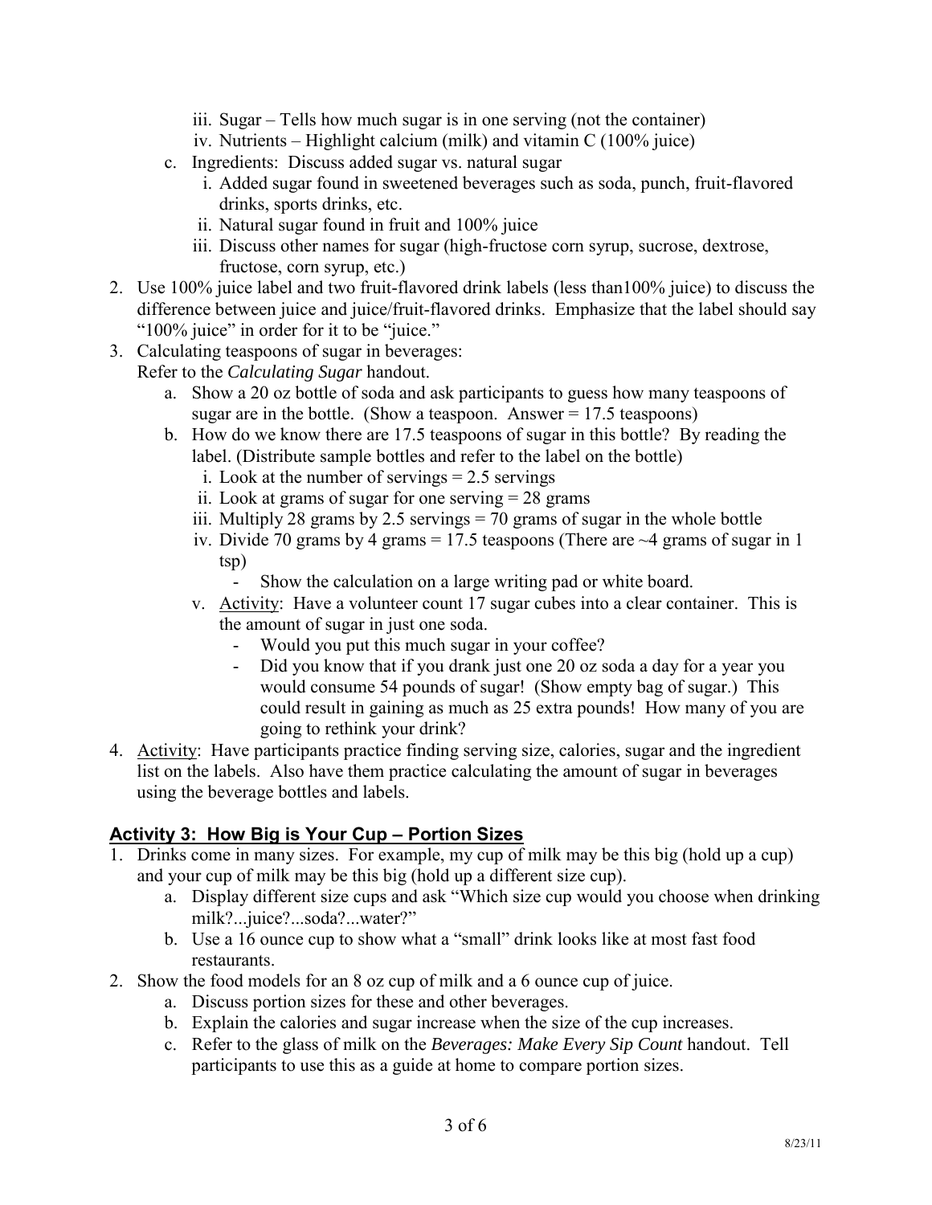- iii. Sugar – Tells how much sugar is in one serving (not the container)
   - iv. Nutrients – Highlight calcium (milk) and vitamin C (100% juice)

  c. Ingredients: Discuss added sugar vs. natural sugar
   - i. Added sugar found in sweetened beverages such as soda, punch, fruit-flavored drinks, sports drinks, etc.
   - ii. Natural sugar found in fruit and 100% juice
   - iii. Discuss other names for sugar (high-fructose corn syrup, sucrose, dextrose, fructose, corn syrup, etc.)

2. Use 100% juice label and two fruit-flavored drink labels (less than100% juice) to discuss the difference between juice and juice/fruit-flavored drinks. Emphasize that the label should say "100% juice" in order for it to be "juice."
3. Calculating teaspoons of sugar in beverages:
   Refer to the *Calculating Sugar* handout.
   a. Show a 20 oz bottle of soda and ask participants to guess how many teaspoons of sugar are in the bottle. (Show a teaspoon. Answer = 17.5 teaspoons)
   b. How do we know there are 17.5 teaspoons of sugar in this bottle? By reading the label. (Distribute sample bottles and refer to the label on the bottle)
      - i. Look at the number of servings = 2.5 servings
      - ii. Look at grams of sugar for one serving = 28 grams
      - iii. Multiply 28 grams by 2.5 servings = 70 grams of sugar in the whole bottle
      - iv. Divide 70 grams by 4 grams = 17.5 teaspoons (There are ~4 grams of sugar in 1 tsp)
        - Show the calculation on a large writing pad or white board.
      - v. <u>Activity</u>: Have a volunteer count 17 sugar cubes into a clear container. This is the amount of sugar in just one soda.
        - Would you put this much sugar in your coffee?
        - Did you know that if you drank just one 20 oz soda a day for a year you would consume 54 pounds of sugar! (Show empty bag of sugar.) This could result in gaining as much as 25 extra pounds! How many of you are going to rethink your drink?
4. <u>Activity</u>: Have participants practice finding serving size, calories, sugar and the ingredient list on the labels. Also have them practice calculating the amount of sugar in beverages using the beverage bottles and labels.

## Activity 3: How Big is Your Cup – Portion Sizes

1. Drinks come in many sizes. For example, my cup of milk may be this big (hold up a cup) and your cup of milk may be this big (hold up a different size cup).
   a. Display different size cups and ask "Which size cup would you choose when drinking milk?...juice?...soda?...water?"
   b. Use a 16 ounce cup to show what a "small" drink looks like at most fast food restaurants.
2. Show the food models for an 8 oz cup of milk and a 6 ounce cup of juice.
   a. Discuss portion sizes for these and other beverages.
   b. Explain the calories and sugar increase when the size of the cup increases.
   c. Refer to the glass of milk on the *Beverages: Make Every Sip Count* handout. Tell participants to use this as a guide at home to compare portion sizes.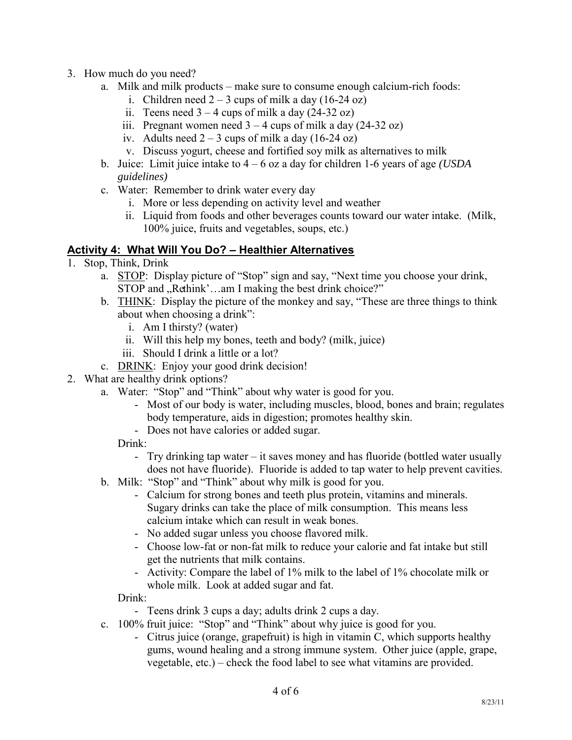3. How much do you need?
    a. Milk and milk products – make sure to consume enough calcium-rich foods:
        i. Children need 2 – 3 cups of milk a day (16-24 oz)
        ii. Teens need 3 – 4 cups of milk a day (24-32 oz)
        iii. Pregnant women need 3 – 4 cups of milk a day (24-32 oz)
        iv. Adults need 2 – 3 cups of milk a day (16-24 oz)
        v. Discuss yogurt, cheese and fortified soy milk as alternatives to milk
    b. Juice: Limit juice intake to 4 – 6 oz a day for children 1-6 years of age *(USDA guidelines)*
    c. Water: Remember to drink water every day
        i. More or less depending on activity level and weather
        ii. Liquid from foods and other beverages counts toward our water intake. (Milk, 100% juice, fruits and vegetables, soups, etc.)

## Activity 4: What Will You Do? – Healthier Alternatives

1. Stop, Think, Drink
    a. STOP: Display picture of "Stop" sign and say, "Next time you choose your drink, STOP and „Rethink'…am I making the best drink choice?"
    b. THINK: Display the picture of the monkey and say, "These are three things to think about when choosing a drink":
        i. Am I thirsty? (water)
        ii. Will this help my bones, teeth and body? (milk, juice)
        iii. Should I drink a little or a lot?
    c. DRINK: Enjoy your good drink decision!
2. What are healthy drink options?
    a. Water: "Stop" and "Think" about why water is good for you.
        - Most of our body is water, including muscles, blood, bones and brain; regulates body temperature, aids in digestion; promotes healthy skin.
        - Does not have calories or added sugar.

      Drink:
        - Try drinking tap water – it saves money and has fluoride (bottled water usually does not have fluoride). Fluoride is added to tap water to help prevent cavities.
    b. Milk: "Stop" and "Think" about why milk is good for you.
        - Calcium for strong bones and teeth plus protein, vitamins and minerals. Sugary drinks can take the place of milk consumption. This means less calcium intake which can result in weak bones.
        - No added sugar unless you choose flavored milk.
        - Choose low-fat or non-fat milk to reduce your calorie and fat intake but still get the nutrients that milk contains.
        - Activity: Compare the label of 1% milk to the label of 1% chocolate milk or whole milk. Look at added sugar and fat.

      Drink:
        - Teens drink 3 cups a day; adults drink 2 cups a day.
    c. 100% fruit juice: "Stop" and "Think" about why juice is good for you.
        - Citrus juice (orange, grapefruit) is high in vitamin C, which supports healthy gums, wound healing and a strong immune system. Other juice (apple, grape, vegetable, etc.) – check the food label to see what vitamins are provided.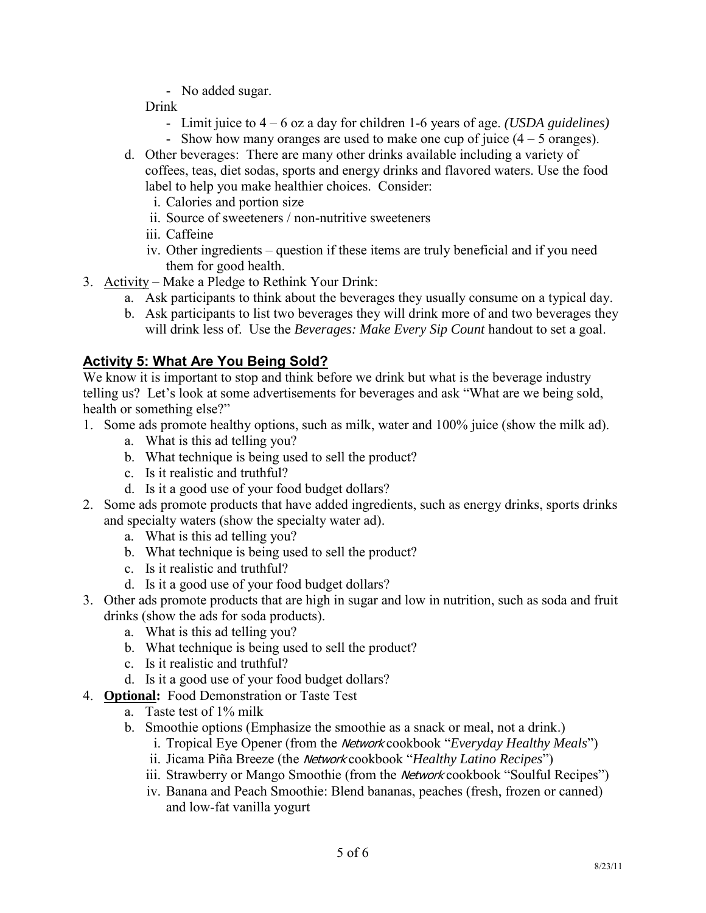- No added sugar.

Drink

- Limit juice to 4 – 6 oz a day for children 1-6 years of age. *(USDA guidelines)*
- Show how many oranges are used to make one cup of juice (4 – 5 oranges).

d. Other beverages: There are many other drinks available including a variety of coffees, teas, diet sodas, sports and energy drinks and flavored waters. Use the food label to help you make healthier choices. Consider:

   i. Calories and portion size
   ii. Source of sweeteners / non-nutritive sweeteners
   iii. Caffeine
   iv. Other ingredients – question if these items are truly beneficial and if you need them for good health.

3. Activity – Make a Pledge to Rethink Your Drink:
   a. Ask participants to think about the beverages they usually consume on a typical day.
   b. Ask participants to list two beverages they will drink more of and two beverages they will drink less of. Use the *Beverages: Make Every Sip Count* handout to set a goal.

## Activity 5: What Are You Being Sold?

We know it is important to stop and think before we drink but what is the beverage industry telling us? Let's look at some advertisements for beverages and ask "What are we being sold, health or something else?"

1. Some ads promote healthy options, such as milk, water and 100% juice (show the milk ad).
   a. What is this ad telling you?
   b. What technique is being used to sell the product?
   c. Is it realistic and truthful?
   d. Is it a good use of your food budget dollars?
2. Some ads promote products that have added ingredients, such as energy drinks, sports drinks and specialty waters (show the specialty water ad).
   a. What is this ad telling you?
   b. What technique is being used to sell the product?
   c. Is it realistic and truthful?
   d. Is it a good use of your food budget dollars?
3. Other ads promote products that are high in sugar and low in nutrition, such as soda and fruit drinks (show the ads for soda products).
   a. What is this ad telling you?
   b. What technique is being used to sell the product?
   c. Is it realistic and truthful?
   d. Is it a good use of your food budget dollars?
4. **Optional:** Food Demonstration or Taste Test
   a. Taste test of 1% milk
   b. Smoothie options (Emphasize the smoothie as a snack or meal, not a drink.)
      i. Tropical Eye Opener (from the *Network* cookbook "*Everyday Healthy Meals*")
      ii. Jicama Piña Breeze (the *Network* cookbook "*Healthy Latino Recipes*")
      iii. Strawberry or Mango Smoothie (from the *Network* cookbook "Soulful Recipes")
      iv. Banana and Peach Smoothie: Blend bananas, peaches (fresh, frozen or canned) and low-fat vanilla yogurt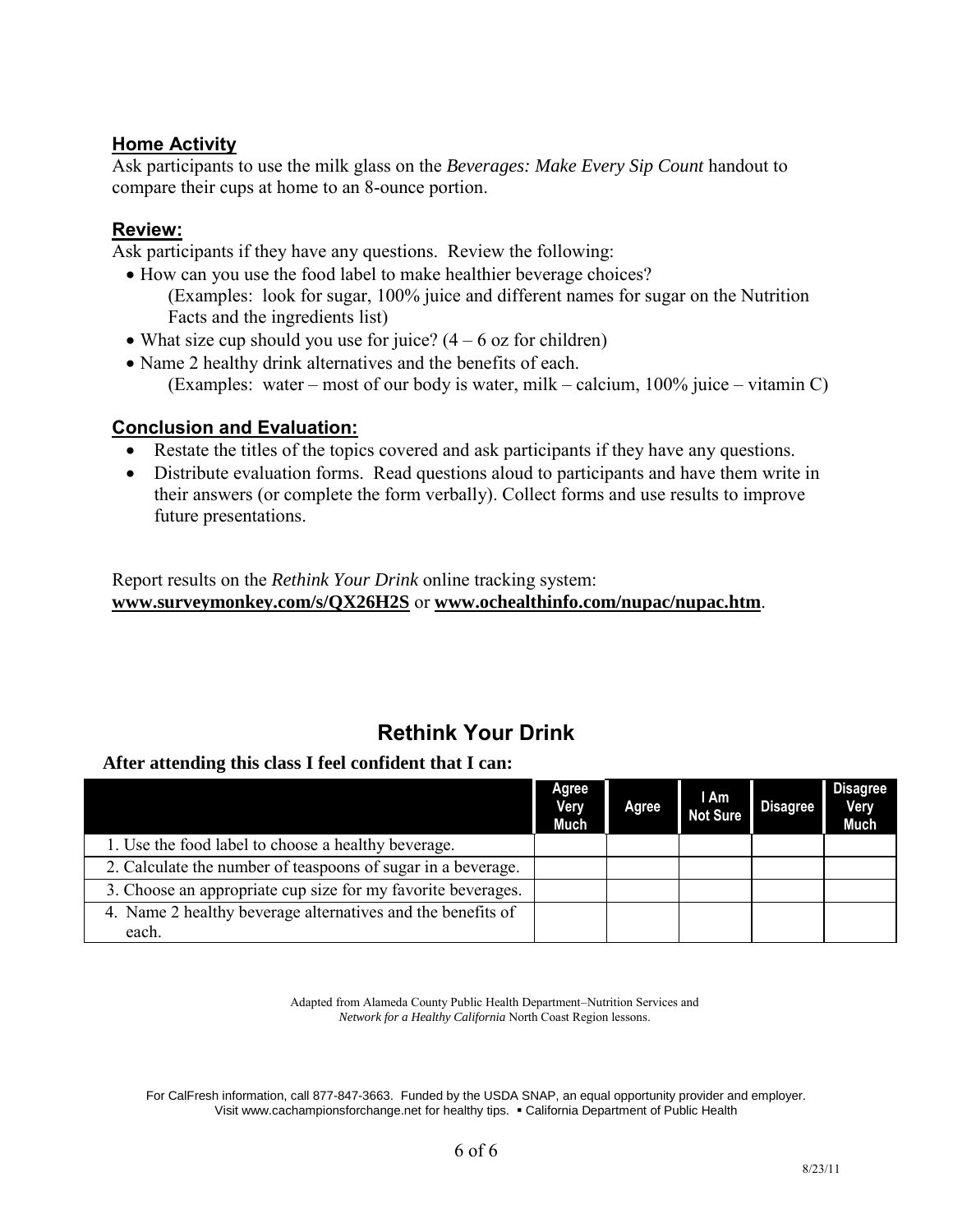### **Home Activity**

Ask participants to use the milk glass on the *Beverages: Make Every Sip Count* handout to compare their cups at home to an 8-ounce portion.

### **Review:**

Ask participants if they have any questions. Review the following:

- How can you use the food label to make healthier beverage choices?
  (Examples: look for sugar, 100% juice and different names for sugar on the Nutrition Facts and the ingredients list)
- What size cup should you use for juice? (4 – 6 oz for children)
- Name 2 healthy drink alternatives and the benefits of each.
  (Examples: water – most of our body is water, milk – calcium, 100% juice – vitamin C)

### **Conclusion and Evaluation:**

- Restate the titles of the topics covered and ask participants if they have any questions.
- Distribute evaluation forms. Read questions aloud to participants and have them write in their answers (or complete the form verbally). Collect forms and use results to improve future presentations.

Report results on the *Rethink Your Drink* online tracking system: **www.surveymonkey.com/s/QX26H2S** or **www.ochealthinfo.com/nupac/nupac.htm**.

## Rethink Your Drink

**After attending this class I feel confident that I can:**

| | Agree Very Much | Agree | I Am Not Sure | Disagree | Disagree Very Much |
|---|---|---|---|---|---|
| 1. Use the food label to choose a healthy beverage. | | | | | |
| 2. Calculate the number of teaspoons of sugar in a beverage. | | | | | |
| 3. Choose an appropriate cup size for my favorite beverages. | | | | | |
| 4. Name 2 healthy beverage alternatives and the benefits of each. | | | | | |

Adapted from Alameda County Public Health Department–Nutrition Services and *Network for a Healthy California* North Coast Region lessons.

For CalFresh information, call 877-847-3663. Funded by the USDA SNAP, an equal opportunity provider and employer. Visit www.cachampionsforchange.net for healthy tips. ▪ California Department of Public Health

8/23/11